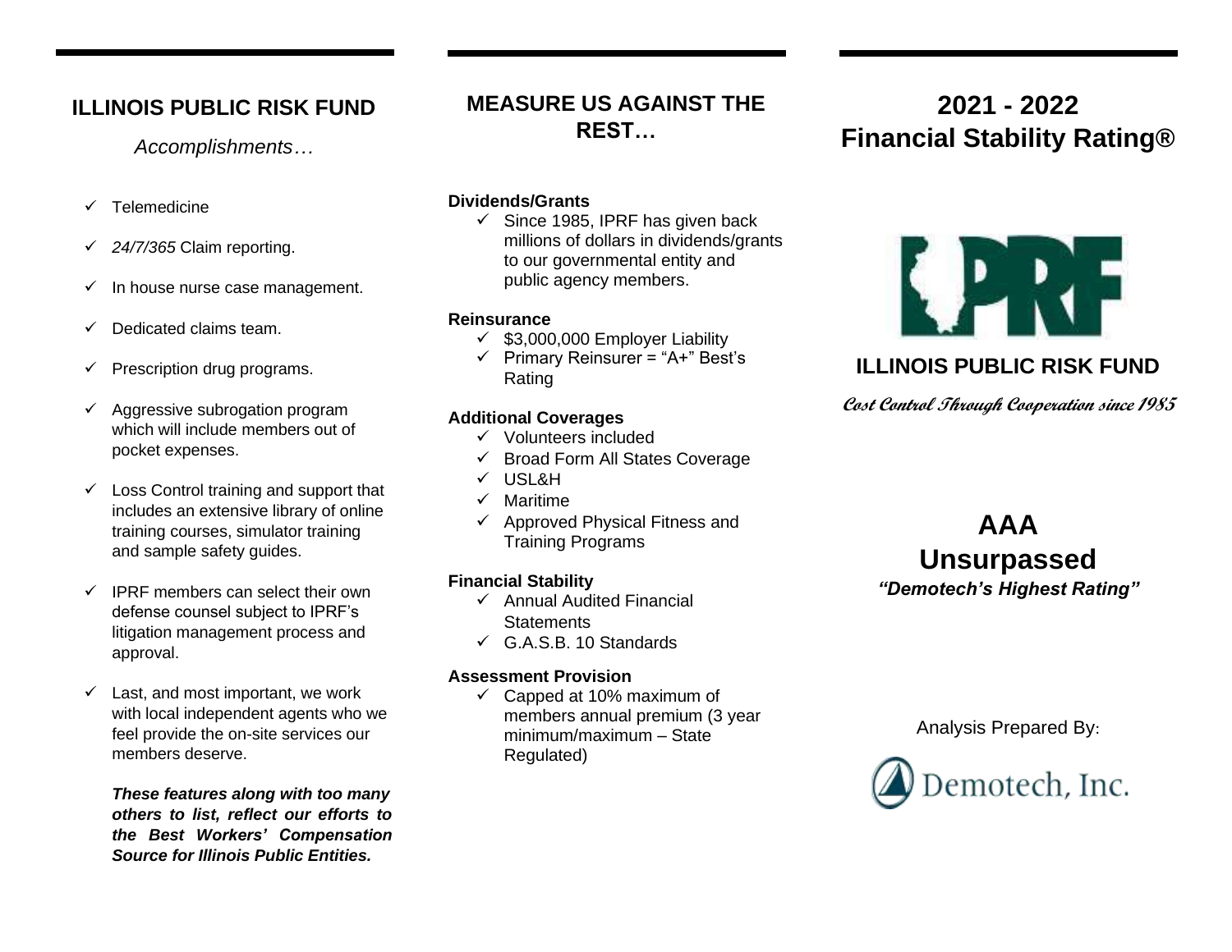## ILLINOIS PUBLIC RISK FUND

*Accomplishments…*

- ✓ Telemedicine
- ✓ *24/7/365* Claim reporting.
- ✓ In house nurse case management.
- ✓ Dedicated claims team.
- ✓ Prescription drug programs.
- ✓ Aggressive subrogation program which will include members out of pocket expenses.
- ✓ Loss Control training and support that includes an extensive library of online training courses, simulator training and sample safety guides.
- ✓ IPRF members can select their own defense counsel subject to IPRF's litigation management process and approval.
- ✓ Last, and most important, we work with local independent agents who we feel provide the on-site services our members deserve.

***These features along with too many others to list, reflect our efforts to the Best Workers' Compensation Source for Illinois Public Entities.***

## MEASURE US AGAINST THE REST…

**Dividends/Grants**

- ✓ Since 1985, IPRF has given back millions of dollars in dividends/grants to our governmental entity and public agency members.

**Reinsurance**

- ✓ $3,000,000 Employer Liability
- ✓ Primary Reinsurer = "A+" Best's Rating

**Additional Coverages**

- ✓ Volunteers included
- ✓ Broad Form All States Coverage
- ✓ USL&H
- ✓ Maritime
- ✓ Approved Physical Fitness and Training Programs

**Financial Stability**

- ✓ Annual Audited Financial Statements
- ✓ G.A.S.B. 10 Standards

**Assessment Provision**

- ✓ Capped at 10% maximum of members annual premium (3 year minimum/maximum – State Regulated)

# 2021 - 2022 Financial Stability Rating®

IPRF

## ILLINOIS PUBLIC RISK FUND

**Cost Control Through Cooperation since 1985**

## AAA
## Unsurpassed

***"Demotech's Highest Rating"***

Analysis Prepared By:

Demotech, Inc.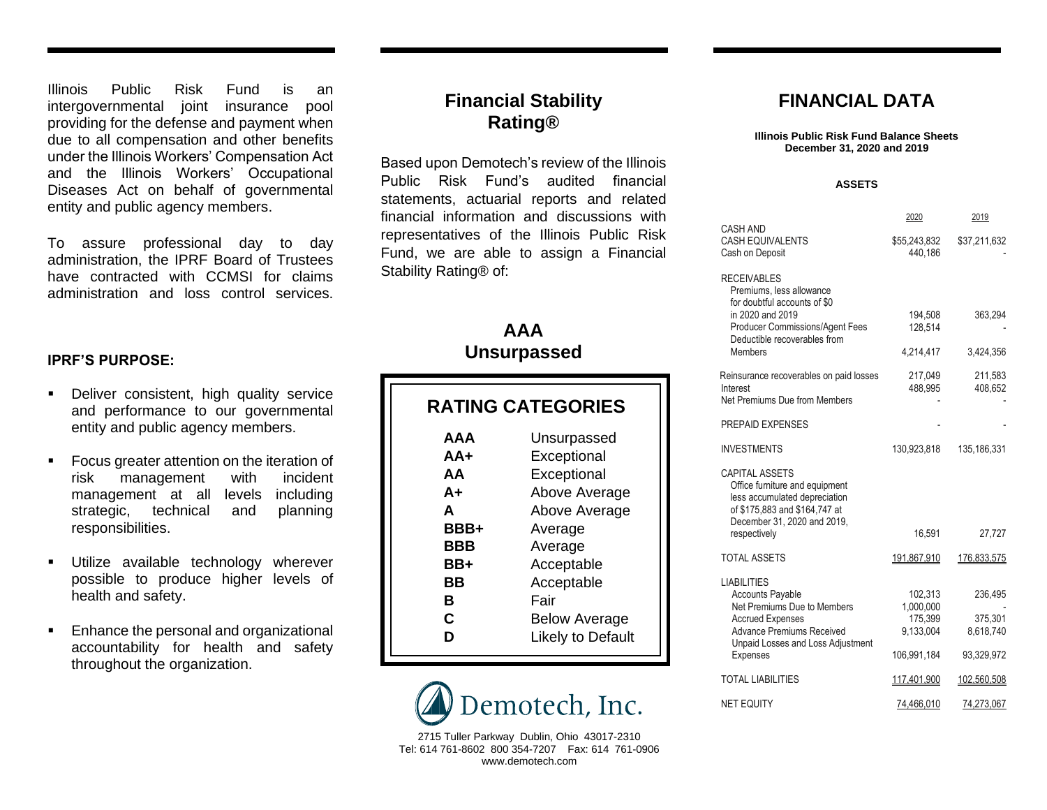Illinois Public Risk Fund is an intergovernmental joint insurance pool providing for the defense and payment when due to all compensation and other benefits under the Illinois Workers' Compensation Act and the Illinois Workers' Occupational Diseases Act on behalf of governmental entity and public agency members.

To assure professional day to day administration, the IPRF Board of Trustees have contracted with CCMSI for claims administration and loss control services.

### IPRF'S PURPOSE:

- Deliver consistent, high quality service and performance to our governmental entity and public agency members.
- Focus greater attention on the iteration of risk management with incident management at all levels including strategic, technical and planning responsibilities.
- Utilize available technology wherever possible to produce higher levels of health and safety.
- Enhance the personal and organizational accountability for health and safety throughout the organization.

## Financial Stability Rating®

Based upon Demotech's review of the Illinois Public Risk Fund's audited financial statements, actuarial reports and related financial information and discussions with representatives of the Illinois Public Risk Fund, we are able to assign a Financial Stability Rating® of:

## AAA
## Unsurpassed

### RATING CATEGORIES

| | |
|---|---|
| **AAA** | Unsurpassed |
| **AA+** | Exceptional |
| **AA** | Exceptional |
| **A+** | Above Average |
| **A** | Above Average |
| **BBB+** | Average |
| **BBB** | Average |
| **BB+** | Acceptable |
| **BB** | Acceptable |
| **B** | Fair |
| **C** | Below Average |
| **D** | Likely to Default |

Demotech, Inc.

2715 Tuller Parkway Dublin, Ohio 43017-2310
Tel: 614 761-8602 800 354-7207 Fax: 614 761-0906
www.demotech.com

## FINANCIAL DATA

**Illinois Public Risk Fund Balance Sheets**
**December 31, 2020 and 2019**

**ASSETS**

| | 2020 | 2019 |
|---|---|---|
| CASH AND CASH EQUIVALENTS | $55,243,832 | $37,211,632 |
| Cash on Deposit | 440,186 | - |
| RECEIVABLES | | |
| Premiums, less allowance for doubtful accounts of $0 in 2020 and 2019 | 194,508 | 363,294 |
| Producer Commissions/Agent Fees | 128,514 | - |
| Deductible recoverables from Members | 4,214,417 | 3,424,356 |
| Reinsurance recoverables on paid losses | 217,049 | 211,583 |
| Interest | 488,995 | 408,652 |
| Net Premiums Due from Members | - | - |
| PREPAID EXPENSES | - | - |
| INVESTMENTS | 130,923,818 | 135,186,331 |
| CAPITAL ASSETS | | |
| Office furniture and equipment less accumulated depreciation of $175,883 and $164,747 at December 31, 2020 and 2019, respectively | 16,591 | 27,727 |
| TOTAL ASSETS | 191,867,910 | 176,833,575 |
| LIABILITIES | | |
| Accounts Payable | 102,313 | 236,495 |
| Net Premiums Due to Members | 1,000,000 | - |
| Accrued Expenses | 175,399 | 375,301 |
| Advance Premiums Received | 9,133,004 | 8,618,740 |
| Unpaid Losses and Loss Adjustment Expenses | 106,991,184 | 93,329,972 |
| TOTAL LIABILITIES | 117,401,900 | 102,560,508 |
| NET EQUITY | 74,466,010 | 74,273,067 |